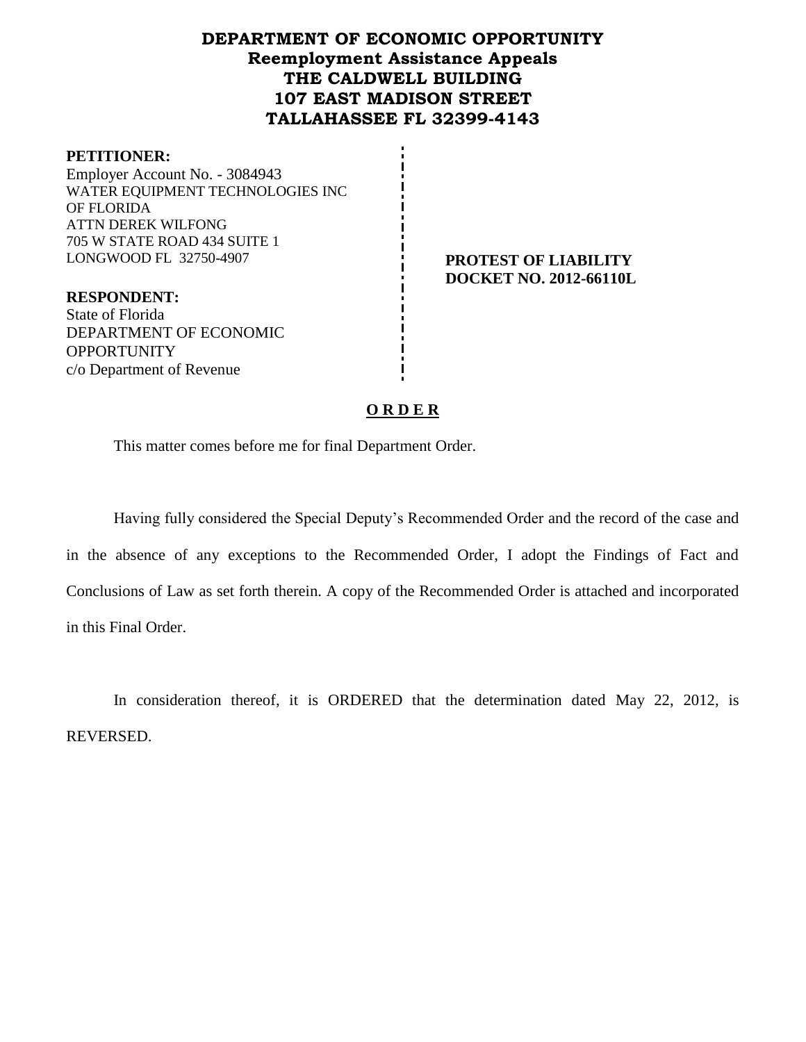# DEPARTMENT OF ECONOMIC OPPORTUNITY
## Reemployment Assistance Appeals
## THE CALDWELL BUILDING
## 107 EAST MADISON STREET
## TALLAHASSEE FL 32399-4143

**PETITIONER:**
Employer Account No. - 3084943
WATER EQUIPMENT TECHNOLOGIES INC OF FLORIDA
ATTN DEREK WILFONG
705 W STATE ROAD 434 SUITE 1
LONGWOOD FL 32750-4907

**RESPONDENT:**
State of Florida
DEPARTMENT OF ECONOMIC OPPORTUNITY
c/o Department of Revenue

**PROTEST OF LIABILITY**
**DOCKET NO. 2012-66110L**

**O R D E R**

This matter comes before me for final Department Order.

Having fully considered the Special Deputy's Recommended Order and the record of the case and in the absence of any exceptions to the Recommended Order, I adopt the Findings of Fact and Conclusions of Law as set forth therein. A copy of the Recommended Order is attached and incorporated in this Final Order.

In consideration thereof, it is ORDERED that the determination dated May 22, 2012, is REVERSED.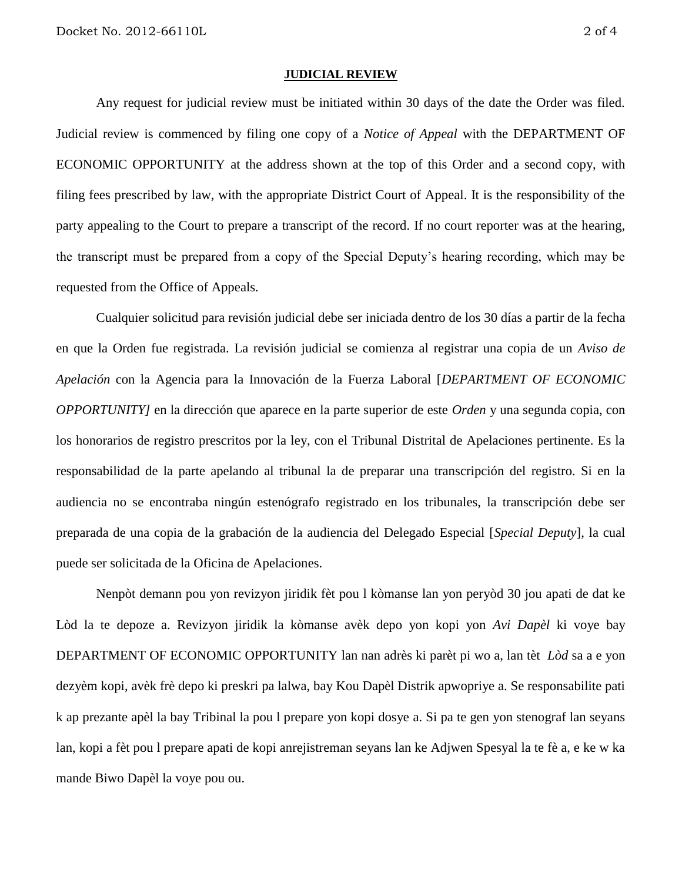**JUDICIAL REVIEW**

Any request for judicial review must be initiated within 30 days of the date the Order was filed. Judicial review is commenced by filing one copy of a *Notice of Appeal* with the DEPARTMENT OF ECONOMIC OPPORTUNITY at the address shown at the top of this Order and a second copy, with filing fees prescribed by law, with the appropriate District Court of Appeal. It is the responsibility of the party appealing to the Court to prepare a transcript of the record. If no court reporter was at the hearing, the transcript must be prepared from a copy of the Special Deputy's hearing recording, which may be requested from the Office of Appeals.

Cualquier solicitud para revisión judicial debe ser iniciada dentro de los 30 días a partir de la fecha en que la Orden fue registrada. La revisión judicial se comienza al registrar una copia de un *Aviso de Apelación* con la Agencia para la Innovación de la Fuerza Laboral [*DEPARTMENT OF ECONOMIC OPPORTUNITY]* en la dirección que aparece en la parte superior de este *Orden* y una segunda copia, con los honorarios de registro prescritos por la ley, con el Tribunal Distrital de Apelaciones pertinente. Es la responsabilidad de la parte apelando al tribunal la de preparar una transcripción del registro. Si en la audiencia no se encontraba ningún estenógrafo registrado en los tribunales, la transcripción debe ser preparada de una copia de la grabación de la audiencia del Delegado Especial [*Special Deputy*], la cual puede ser solicitada de la Oficina de Apelaciones.

Nenpòt demann pou yon revizyon jiridik fèt pou l kòmanse lan yon peryòd 30 jou apati de dat ke Lòd la te depoze a. Revizyon jiridik la kòmanse avèk depo yon kopi yon *Avi Dapèl* ki voye bay DEPARTMENT OF ECONOMIC OPPORTUNITY lan nan adrès ki parèt pi wo a, lan tèt *Lòd* sa a e yon dezyèm kopi, avèk frè depo ki preskri pa lalwa, bay Kou Dapèl Distrik apwopriye a. Se responsabilite pati k ap prezante apèl la bay Tribinal la pou l prepare yon kopi dosye a. Si pa te gen yon stenograf lan seyans lan, kopi a fèt pou l prepare apati de kopi anrejistreman seyans lan ke Adjwen Spesyal la te fè a, e ke w ka mande Biwo Dapèl la voye pou ou.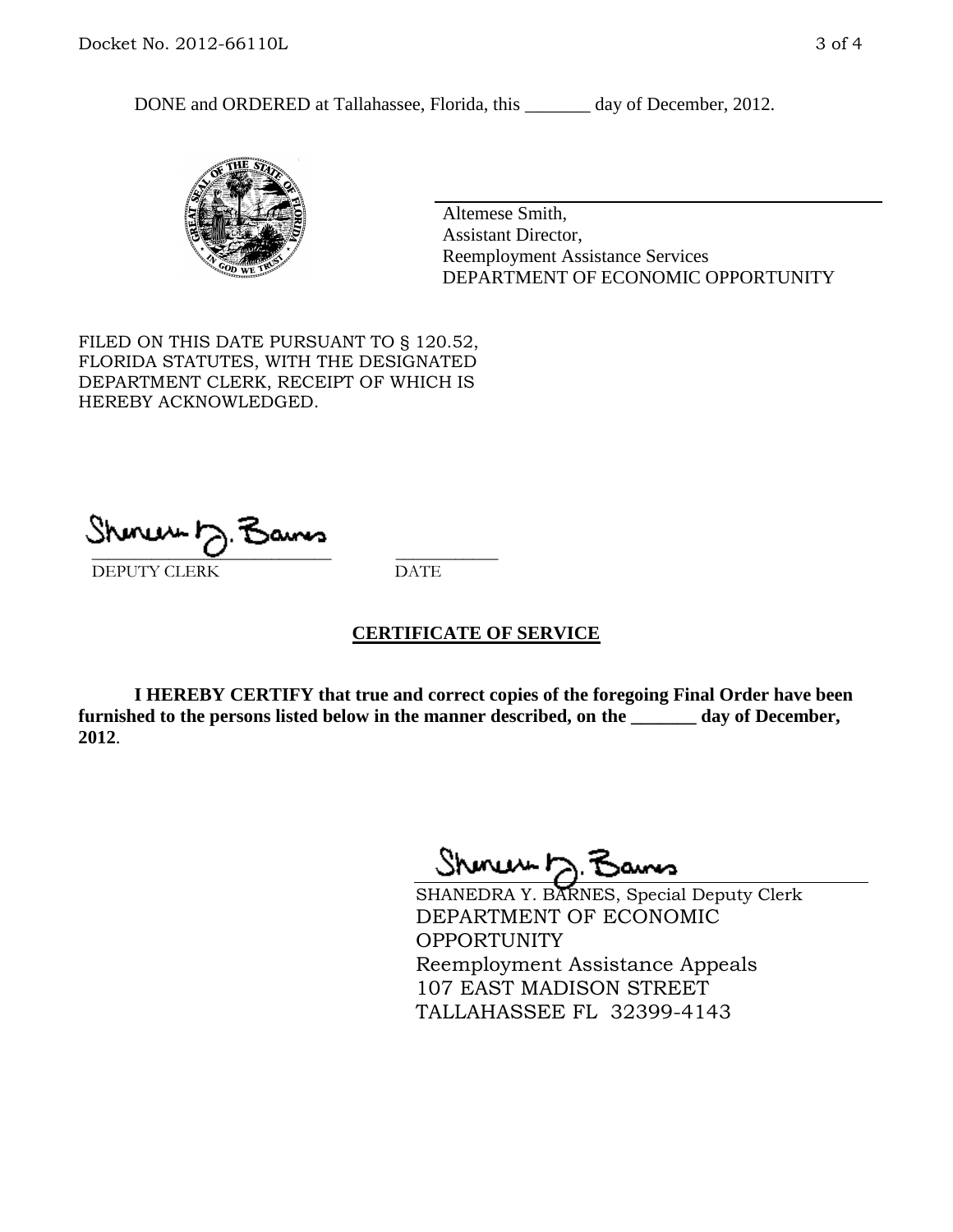DONE and ORDERED at Tallahassee, Florida, this _______ day of December, 2012.

Altemese Smith,
Assistant Director,
Reemployment Assistance Services
DEPARTMENT OF ECONOMIC OPPORTUNITY

FILED ON THIS DATE PURSUANT TO § 120.52, FLORIDA STATUTES, WITH THE DESIGNATED DEPARTMENT CLERK, RECEIPT OF WHICH IS HEREBY ACKNOWLEDGED.

___________________________ ___________
DEPUTY CLERK DATE

## CERTIFICATE OF SERVICE

**I HEREBY CERTIFY that true and correct copies of the foregoing Final Order have been furnished to the persons listed below in the manner described, on the _______ day of December, 2012**.

SHANEDRA Y. BARNES, Special Deputy Clerk
DEPARTMENT OF ECONOMIC OPPORTUNITY
Reemployment Assistance Appeals
107 EAST MADISON STREET
TALLAHASSEE FL 32399-4143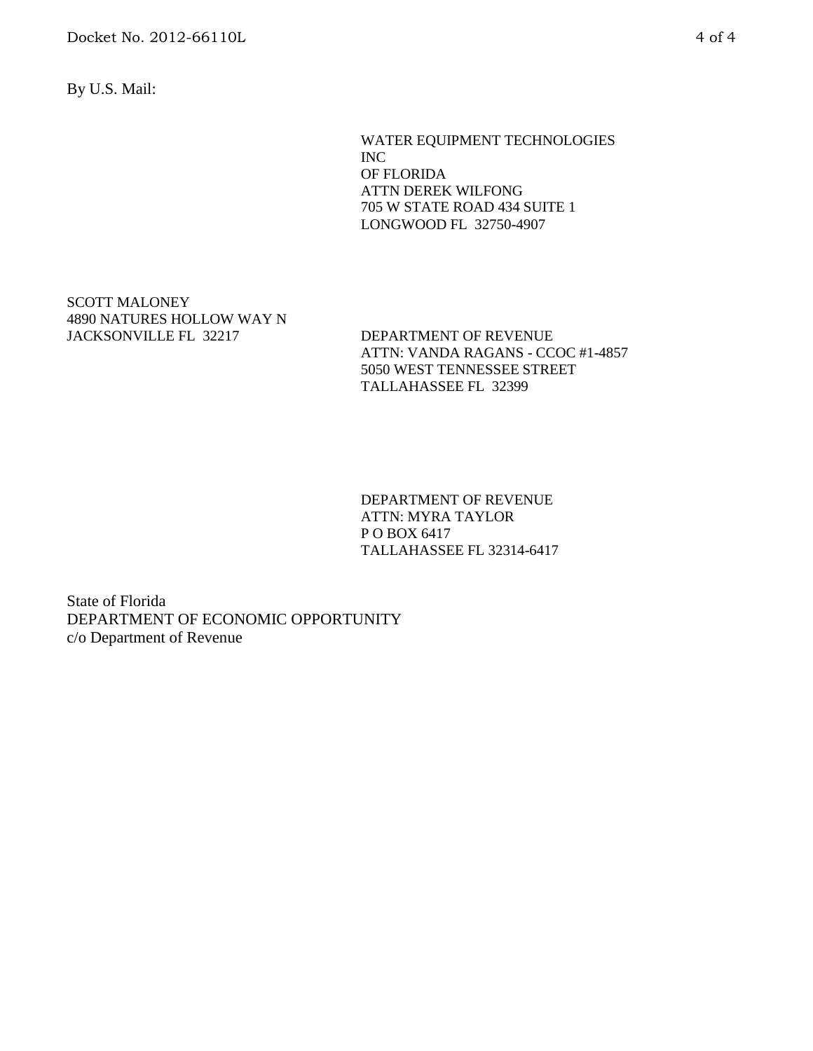By U.S. Mail:

WATER EQUIPMENT TECHNOLOGIES
INC
OF FLORIDA
ATTN DEREK WILFONG
705 W STATE ROAD 434 SUITE 1
LONGWOOD FL  32750-4907

SCOTT MALONEY
4890 NATURES HOLLOW WAY N
JACKSONVILLE FL  32217

DEPARTMENT OF REVENUE
ATTN: VANDA RAGANS - CCOC #1-4857
5050 WEST TENNESSEE STREET
TALLAHASSEE FL  32399

DEPARTMENT OF REVENUE
ATTN: MYRA TAYLOR
P O BOX 6417
TALLAHASSEE FL 32314-6417

State of Florida
DEPARTMENT OF ECONOMIC OPPORTUNITY
c/o Department of Revenue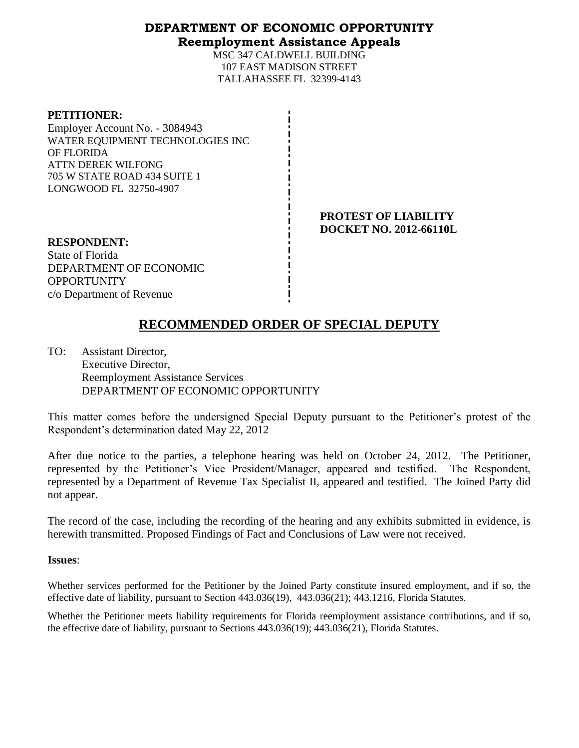# DEPARTMENT OF ECONOMIC OPPORTUNITY
## Reemployment Assistance Appeals

MSC 347 CALDWELL BUILDING
107 EAST MADISON STREET
TALLAHASSEE FL 32399-4143

**PETITIONER:**
Employer Account No. - 3084943
WATER EQUIPMENT TECHNOLOGIES INC OF FLORIDA
ATTN DEREK WILFONG
705 W STATE ROAD 434 SUITE 1
LONGWOOD FL 32750-4907

**PROTEST OF LIABILITY**
**DOCKET NO. 2012-66110L**

**RESPONDENT:**
State of Florida
DEPARTMENT OF ECONOMIC OPPORTUNITY
c/o Department of Revenue

# RECOMMENDED ORDER OF SPECIAL DEPUTY

TO: Assistant Director,
Executive Director,
Reemployment Assistance Services
DEPARTMENT OF ECONOMIC OPPORTUNITY

This matter comes before the undersigned Special Deputy pursuant to the Petitioner's protest of the Respondent's determination dated May 22, 2012

After due notice to the parties, a telephone hearing was held on October 24, 2012. The Petitioner, represented by the Petitioner's Vice President/Manager, appeared and testified. The Respondent, represented by a Department of Revenue Tax Specialist II, appeared and testified. The Joined Party did not appear.

The record of the case, including the recording of the hearing and any exhibits submitted in evidence, is herewith transmitted. Proposed Findings of Fact and Conclusions of Law were not received.

**Issues**:

Whether services performed for the Petitioner by the Joined Party constitute insured employment, and if so, the effective date of liability, pursuant to Section 443.036(19), 443.036(21); 443.1216, Florida Statutes.

Whether the Petitioner meets liability requirements for Florida reemployment assistance contributions, and if so, the effective date of liability, pursuant to Sections 443.036(19); 443.036(21), Florida Statutes.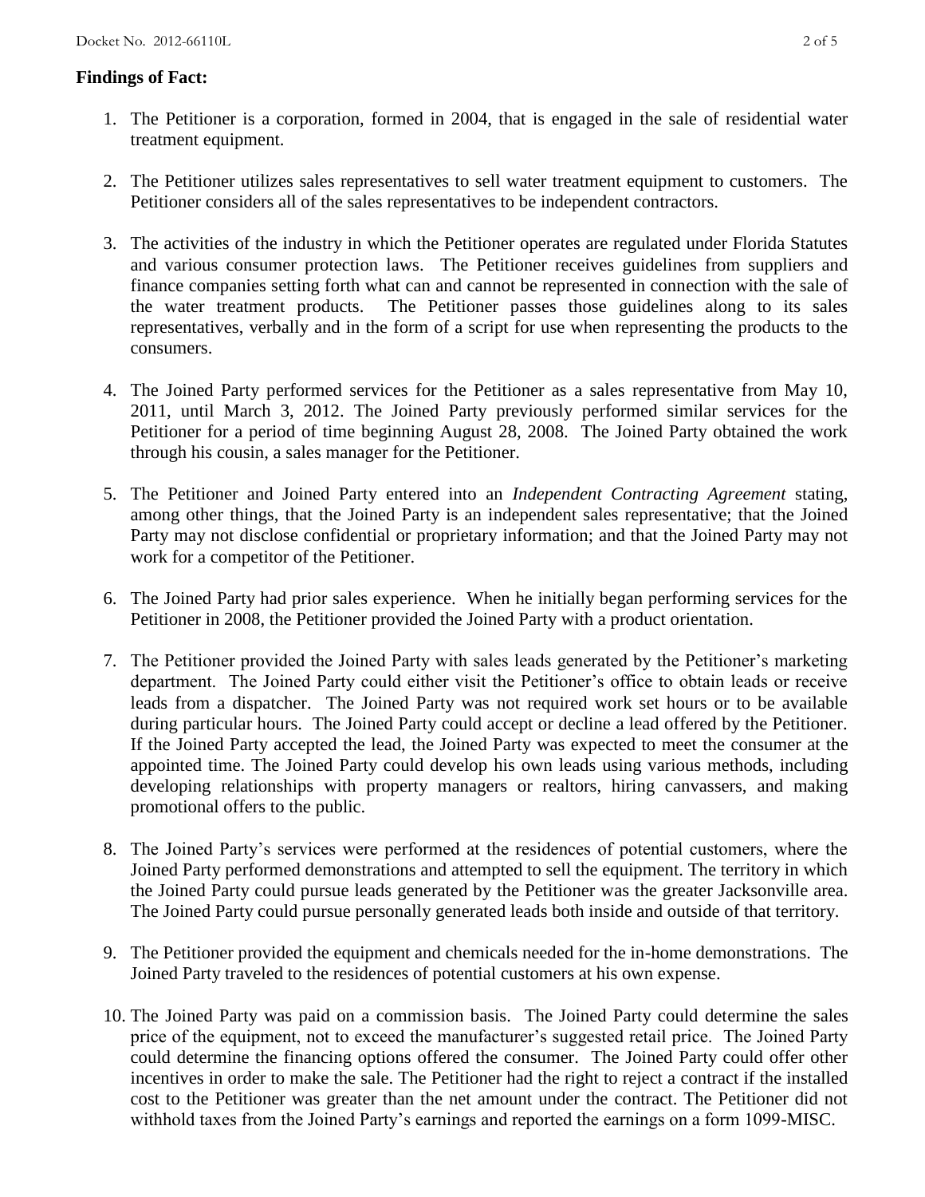**Findings of Fact:**

1. The Petitioner is a corporation, formed in 2004, that is engaged in the sale of residential water treatment equipment.

2. The Petitioner utilizes sales representatives to sell water treatment equipment to customers. The Petitioner considers all of the sales representatives to be independent contractors.

3. The activities of the industry in which the Petitioner operates are regulated under Florida Statutes and various consumer protection laws. The Petitioner receives guidelines from suppliers and finance companies setting forth what can and cannot be represented in connection with the sale of the water treatment products. The Petitioner passes those guidelines along to its sales representatives, verbally and in the form of a script for use when representing the products to the consumers.

4. The Joined Party performed services for the Petitioner as a sales representative from May 10, 2011, until March 3, 2012. The Joined Party previously performed similar services for the Petitioner for a period of time beginning August 28, 2008. The Joined Party obtained the work through his cousin, a sales manager for the Petitioner.

5. The Petitioner and Joined Party entered into an *Independent Contracting Agreement* stating, among other things, that the Joined Party is an independent sales representative; that the Joined Party may not disclose confidential or proprietary information; and that the Joined Party may not work for a competitor of the Petitioner.

6. The Joined Party had prior sales experience. When he initially began performing services for the Petitioner in 2008, the Petitioner provided the Joined Party with a product orientation.

7. The Petitioner provided the Joined Party with sales leads generated by the Petitioner's marketing department. The Joined Party could either visit the Petitioner's office to obtain leads or receive leads from a dispatcher. The Joined Party was not required work set hours or to be available during particular hours. The Joined Party could accept or decline a lead offered by the Petitioner. If the Joined Party accepted the lead, the Joined Party was expected to meet the consumer at the appointed time. The Joined Party could develop his own leads using various methods, including developing relationships with property managers or realtors, hiring canvassers, and making promotional offers to the public.

8. The Joined Party's services were performed at the residences of potential customers, where the Joined Party performed demonstrations and attempted to sell the equipment. The territory in which the Joined Party could pursue leads generated by the Petitioner was the greater Jacksonville area. The Joined Party could pursue personally generated leads both inside and outside of that territory.

9. The Petitioner provided the equipment and chemicals needed for the in-home demonstrations. The Joined Party traveled to the residences of potential customers at his own expense.

10. The Joined Party was paid on a commission basis. The Joined Party could determine the sales price of the equipment, not to exceed the manufacturer's suggested retail price. The Joined Party could determine the financing options offered the consumer. The Joined Party could offer other incentives in order to make the sale. The Petitioner had the right to reject a contract if the installed cost to the Petitioner was greater than the net amount under the contract. The Petitioner did not withhold taxes from the Joined Party's earnings and reported the earnings on a form 1099-MISC.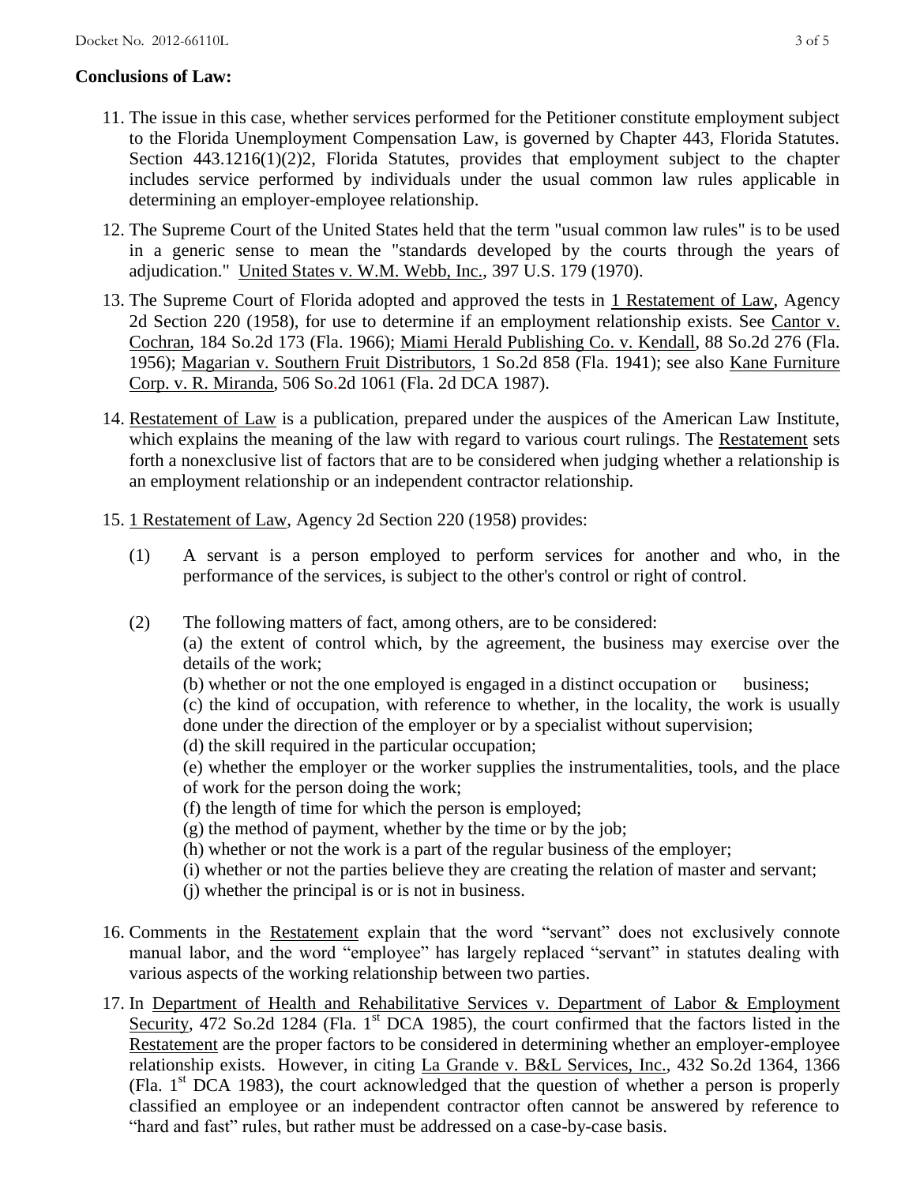**Conclusions of Law:**

11. The issue in this case, whether services performed for the Petitioner constitute employment subject to the Florida Unemployment Compensation Law, is governed by Chapter 443, Florida Statutes. Section 443.1216(1)(2)2, Florida Statutes, provides that employment subject to the chapter includes service performed by individuals under the usual common law rules applicable in determining an employer-employee relationship.

12. The Supreme Court of the United States held that the term "usual common law rules" is to be used in a generic sense to mean the "standards developed by the courts through the years of adjudication." United States v. W.M. Webb, Inc., 397 U.S. 179 (1970).

13. The Supreme Court of Florida adopted and approved the tests in 1 Restatement of Law, Agency 2d Section 220 (1958), for use to determine if an employment relationship exists. See Cantor v. Cochran, 184 So.2d 173 (Fla. 1966); Miami Herald Publishing Co. v. Kendall, 88 So.2d 276 (Fla. 1956); Magarian v. Southern Fruit Distributors, 1 So.2d 858 (Fla. 1941); see also Kane Furniture Corp. v. R. Miranda, 506 So.2d 1061 (Fla. 2d DCA 1987).

14. Restatement of Law is a publication, prepared under the auspices of the American Law Institute, which explains the meaning of the law with regard to various court rulings. The Restatement sets forth a nonexclusive list of factors that are to be considered when judging whether a relationship is an employment relationship or an independent contractor relationship.

15. 1 Restatement of Law, Agency 2d Section 220 (1958) provides:

    (1) A servant is a person employed to perform services for another and who, in the performance of the services, is subject to the other's control or right of control.

    (2) The following matters of fact, among others, are to be considered:
    (a) the extent of control which, by the agreement, the business may exercise over the details of the work;
    (b) whether or not the one employed is engaged in a distinct occupation or business;
    (c) the kind of occupation, with reference to whether, in the locality, the work is usually done under the direction of the employer or by a specialist without supervision;
    (d) the skill required in the particular occupation;
    (e) whether the employer or the worker supplies the instrumentalities, tools, and the place of work for the person doing the work;
    (f) the length of time for which the person is employed;
    (g) the method of payment, whether by the time or by the job;
    (h) whether or not the work is a part of the regular business of the employer;
    (i) whether or not the parties believe they are creating the relation of master and servant;
    (j) whether the principal is or is not in business.

16. Comments in the Restatement explain that the word "servant" does not exclusively connote manual labor, and the word "employee" has largely replaced "servant" in statutes dealing with various aspects of the working relationship between two parties.

17. In Department of Health and Rehabilitative Services v. Department of Labor & Employment Security, 472 So.2d 1284 (Fla. 1st DCA 1985), the court confirmed that the factors listed in the Restatement are the proper factors to be considered in determining whether an employer-employee relationship exists. However, in citing La Grande v. B&L Services, Inc., 432 So.2d 1364, 1366 (Fla. 1st DCA 1983), the court acknowledged that the question of whether a person is properly classified an employee or an independent contractor often cannot be answered by reference to "hard and fast" rules, but rather must be addressed on a case-by-case basis.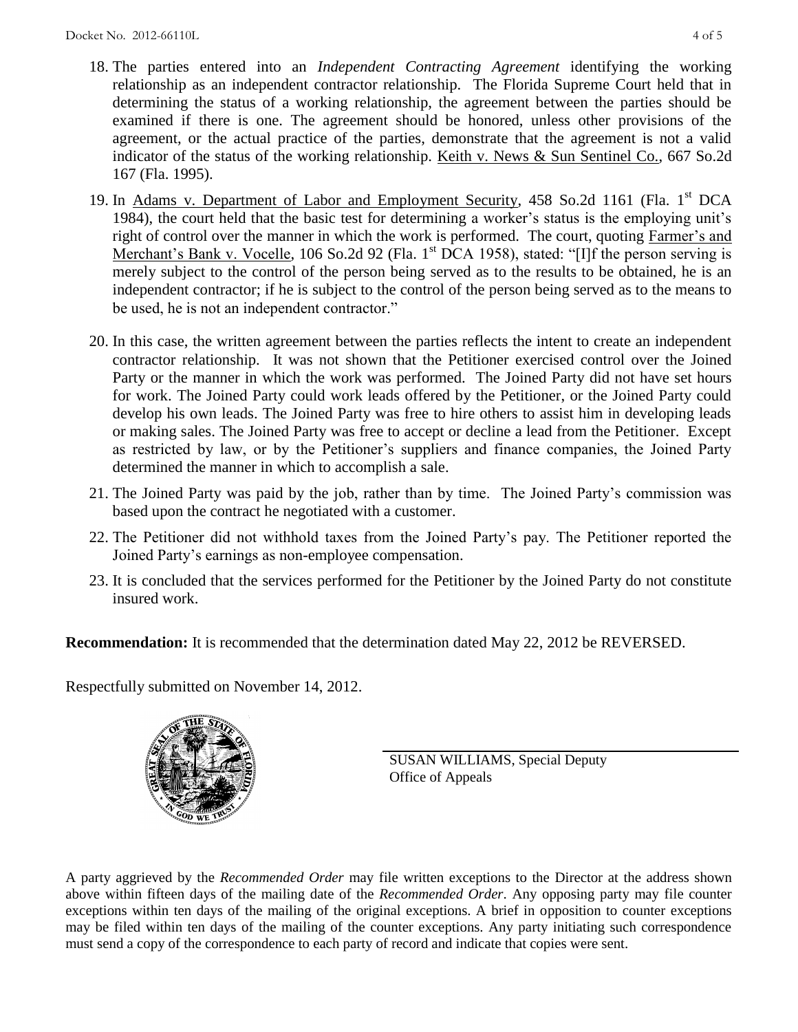18. The parties entered into an *Independent Contracting Agreement* identifying the working relationship as an independent contractor relationship. The Florida Supreme Court held that in determining the status of a working relationship, the agreement between the parties should be examined if there is one. The agreement should be honored, unless other provisions of the agreement, or the actual practice of the parties, demonstrate that the agreement is not a valid indicator of the status of the working relationship. Keith v. News & Sun Sentinel Co., 667 So.2d 167 (Fla. 1995).

19. In Adams v. Department of Labor and Employment Security, 458 So.2d 1161 (Fla. 1st DCA 1984), the court held that the basic test for determining a worker's status is the employing unit's right of control over the manner in which the work is performed. The court, quoting Farmer's and Merchant's Bank v. Vocelle, 106 So.2d 92 (Fla. 1st DCA 1958), stated: "[I]f the person serving is merely subject to the control of the person being served as to the results to be obtained, he is an independent contractor; if he is subject to the control of the person being served as to the means to be used, he is not an independent contractor."

20. In this case, the written agreement between the parties reflects the intent to create an independent contractor relationship. It was not shown that the Petitioner exercised control over the Joined Party or the manner in which the work was performed. The Joined Party did not have set hours for work. The Joined Party could work leads offered by the Petitioner, or the Joined Party could develop his own leads. The Joined Party was free to hire others to assist him in developing leads or making sales. The Joined Party was free to accept or decline a lead from the Petitioner. Except as restricted by law, or by the Petitioner's suppliers and finance companies, the Joined Party determined the manner in which to accomplish a sale.

21. The Joined Party was paid by the job, rather than by time. The Joined Party's commission was based upon the contract he negotiated with a customer.

22. The Petitioner did not withhold taxes from the Joined Party's pay. The Petitioner reported the Joined Party's earnings as non-employee compensation.

23. It is concluded that the services performed for the Petitioner by the Joined Party do not constitute insured work.

**Recommendation:** It is recommended that the determination dated May 22, 2012 be REVERSED.

Respectfully submitted on November 14, 2012.

SUSAN WILLIAMS, Special Deputy
Office of Appeals

A party aggrieved by the *Recommended Order* may file written exceptions to the Director at the address shown above within fifteen days of the mailing date of the *Recommended Order*. Any opposing party may file counter exceptions within ten days of the mailing of the original exceptions. A brief in opposition to counter exceptions may be filed within ten days of the mailing of the counter exceptions. Any party initiating such correspondence must send a copy of the correspondence to each party of record and indicate that copies were sent.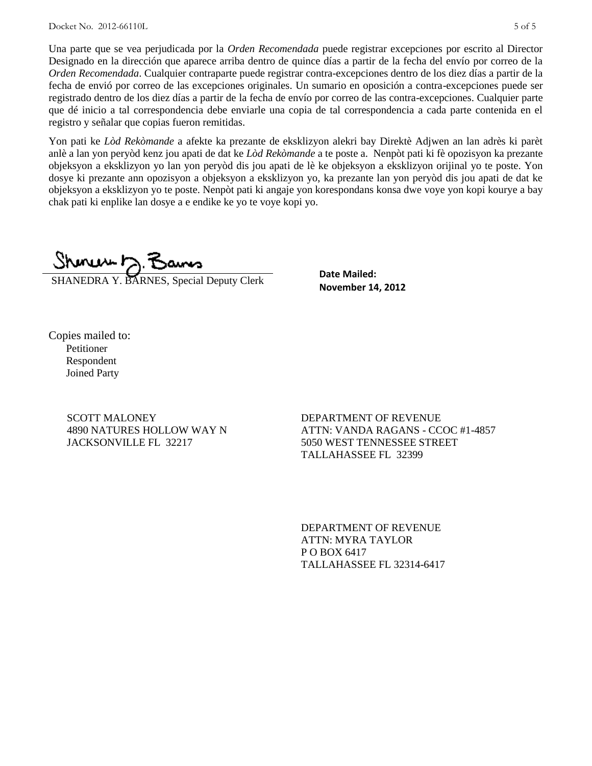Una parte que se vea perjudicada por la *Orden Recomendada* puede registrar excepciones por escrito al Director Designado en la dirección que aparece arriba dentro de quince días a partir de la fecha del envío por correo de la *Orden Recomendada*. Cualquier contraparte puede registrar contra-excepciones dentro de los diez días a partir de la fecha de envió por correo de las excepciones originales. Un sumario en oposición a contra-excepciones puede ser registrado dentro de los diez días a partir de la fecha de envío por correo de las contra-excepciones. Cualquier parte que dé inicio a tal correspondencia debe enviarle una copia de tal correspondencia a cada parte contenida en el registro y señalar que copias fueron remitidas.

Yon pati ke *Lòd Rekòmande* a afekte ka prezante de eksklizyon alekri bay Direktè Adjwen an lan adrès ki parèt anlè a lan yon peryòd kenz jou apati de dat ke *Lòd Rekòmande* a te poste a. Nenpòt pati ki fè opozisyon ka prezante objeksyon a eksklizyon yo lan yon peryòd dis jou apati de lè ke objeksyon a eksklizyon orijinal yo te poste. Yon dosye ki prezante ann opozisyon a objeksyon a eksklizyon yo, ka prezante lan yon peryòd dis jou apati de dat ke objeksyon a eksklizyon yo te poste. Nenpòt pati ki angaje yon korespondans konsa dwe voye yon kopi kourye a bay chak pati ki enplike lan dosye a e endike ke yo te voye kopi yo.

SHANEDRA Y. BARNES, Special Deputy Clerk

**Date Mailed:**
**November 14, 2012**

Copies mailed to:
Petitioner
Respondent
Joined Party

SCOTT MALONEY
4890 NATURES HOLLOW WAY N
JACKSONVILLE FL 32217

DEPARTMENT OF REVENUE
ATTN: VANDA RAGANS - CCOC #1-4857
5050 WEST TENNESSEE STREET
TALLAHASSEE FL 32399

DEPARTMENT OF REVENUE
ATTN: MYRA TAYLOR
P O BOX 6417
TALLAHASSEE FL 32314-6417